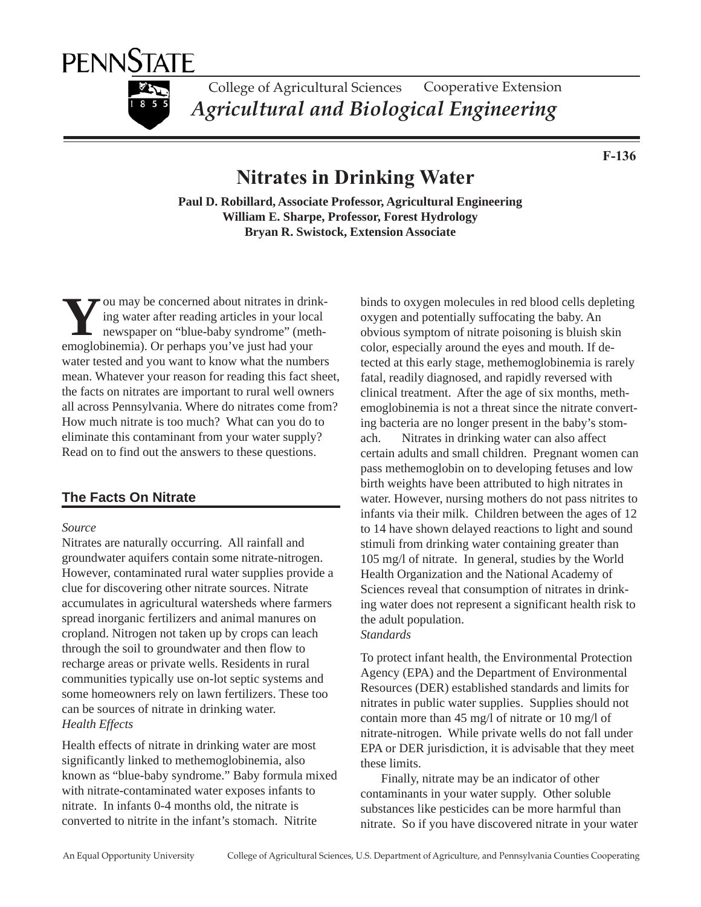PENNSTATE

College of Agricultural Sciences Cooperative Extension

*Agricultural and Biological Engineering*

**F-136**

# Nitrates in Drinking Water

**Paul D. Robillard, Associate Professor, Agricultural Engineering**
**William E. Sharpe, Professor, Forest Hydrology**
**Bryan R. Swistock, Extension Associate**

You may be concerned about nitrates in drinking water after reading articles in your local newspaper on "blue-baby syndrome" (methemoglobinemia). Or perhaps you've just had your water tested and you want to know what the numbers mean. Whatever your reason for reading this fact sheet, the facts on nitrates are important to rural well owners all across Pennsylvania. Where do nitrates come from? How much nitrate is too much? What can you do to eliminate this contaminant from your water supply? Read on to find out the answers to these questions.

## The Facts On Nitrate

*Source*

Nitrates are naturally occurring. All rainfall and groundwater aquifers contain some nitrate-nitrogen. However, contaminated rural water supplies provide a clue for discovering other nitrate sources. Nitrate accumulates in agricultural watersheds where farmers spread inorganic fertilizers and animal manures on cropland. Nitrogen not taken up by crops can leach through the soil to groundwater and then flow to recharge areas or private wells. Residents in rural communities typically use on-lot septic systems and some homeowners rely on lawn fertilizers. These too can be sources of nitrate in drinking water.

*Health Effects*

Health effects of nitrate in drinking water are most significantly linked to methemoglobinemia, also known as "blue-baby syndrome." Baby formula mixed with nitrate-contaminated water exposes infants to nitrate. In infants 0-4 months old, the nitrate is converted to nitrite in the infant's stomach. Nitrite binds to oxygen molecules in red blood cells depleting oxygen and potentially suffocating the baby. An obvious symptom of nitrate poisoning is bluish skin color, especially around the eyes and mouth. If detected at this early stage, methemoglobinemia is rarely fatal, readily diagnosed, and rapidly reversed with clinical treatment. After the age of six months, methemoglobinemia is not a threat since the nitrate converting bacteria are no longer present in the baby's stomach. Nitrates in drinking water can also affect certain adults and small children. Pregnant women can pass methemoglobin on to developing fetuses and low birth weights have been attributed to high nitrates in water. However, nursing mothers do not pass nitrites to infants via their milk. Children between the ages of 12 to 14 have shown delayed reactions to light and sound stimuli from drinking water containing greater than 105 mg/l of nitrate. In general, studies by the World Health Organization and the National Academy of Sciences reveal that consumption of nitrates in drinking water does not represent a significant health risk to the adult population.

*Standards*

To protect infant health, the Environmental Protection Agency (EPA) and the Department of Environmental Resources (DER) established standards and limits for nitrates in public water supplies. Supplies should not contain more than 45 mg/l of nitrate or 10 mg/l of nitrate-nitrogen. While private wells do not fall under EPA or DER jurisdiction, it is advisable that they meet these limits.

Finally, nitrate may be an indicator of other contaminants in your water supply. Other soluble substances like pesticides can be more harmful than nitrate. So if you have discovered nitrate in your water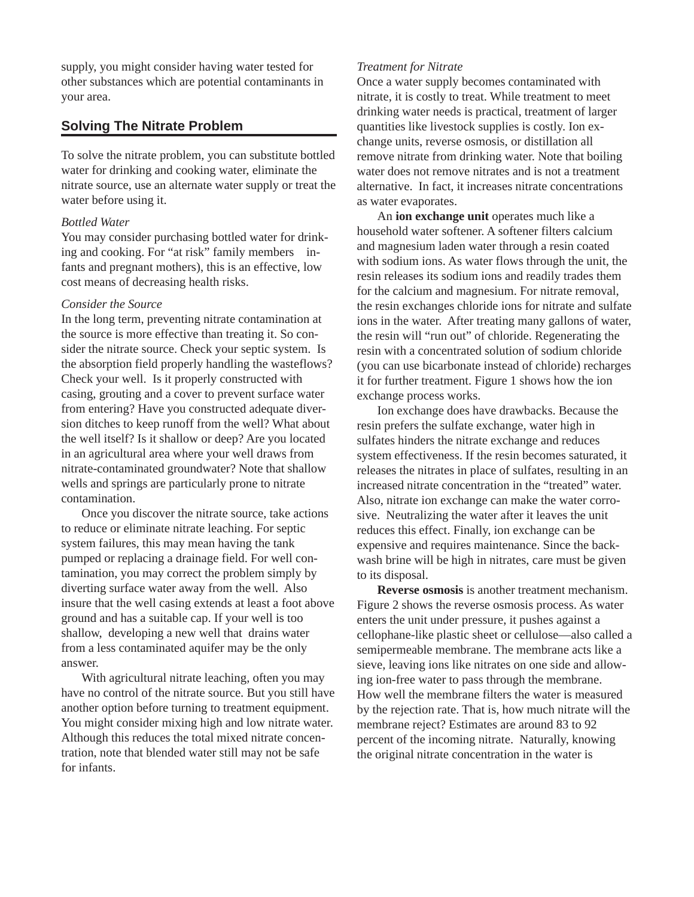supply, you might consider having water tested for other substances which are potential contaminants in your area.

## Solving The Nitrate Problem

To solve the nitrate problem, you can substitute bottled water for drinking and cooking water, eliminate the nitrate source, use an alternate water supply or treat the water before using it.

*Bottled Water*

You may consider purchasing bottled water for drinking and cooking. For "at risk" family members    infants and pregnant mothers), this is an effective, low cost means of decreasing health risks.

*Consider the Source*

In the long term, preventing nitrate contamination at the source is more effective than treating it. So consider the nitrate source. Check your septic system. Is the absorption field properly handling the wasteflows? Check your well. Is it properly constructed with casing, grouting and a cover to prevent surface water from entering? Have you constructed adequate diversion ditches to keep runoff from the well? What about the well itself? Is it shallow or deep? Are you located in an agricultural area where your well draws from nitrate-contaminated groundwater? Note that shallow wells and springs are particularly prone to nitrate contamination.

Once you discover the nitrate source, take actions to reduce or eliminate nitrate leaching. For septic system failures, this may mean having the tank pumped or replacing a drainage field. For well contamination, you may correct the problem simply by diverting surface water away from the well. Also insure that the well casing extends at least a foot above ground and has a suitable cap. If your well is too shallow, developing a new well that drains water from a less contaminated aquifer may be the only answer.

With agricultural nitrate leaching, often you may have no control of the nitrate source. But you still have another option before turning to treatment equipment. You might consider mixing high and low nitrate water. Although this reduces the total mixed nitrate concentration, note that blended water still may not be safe for infants.

*Treatment for Nitrate*

Once a water supply becomes contaminated with nitrate, it is costly to treat. While treatment to meet drinking water needs is practical, treatment of larger quantities like livestock supplies is costly. Ion exchange units, reverse osmosis, or distillation all remove nitrate from drinking water. Note that boiling water does not remove nitrates and is not a treatment alternative. In fact, it increases nitrate concentrations as water evaporates.

An **ion exchange unit** operates much like a household water softener. A softener filters calcium and magnesium laden water through a resin coated with sodium ions. As water flows through the unit, the resin releases its sodium ions and readily trades them for the calcium and magnesium. For nitrate removal, the resin exchanges chloride ions for nitrate and sulfate ions in the water. After treating many gallons of water, the resin will "run out" of chloride. Regenerating the resin with a concentrated solution of sodium chloride (you can use bicarbonate instead of chloride) recharges it for further treatment. Figure 1 shows how the ion exchange process works.

Ion exchange does have drawbacks. Because the resin prefers the sulfate exchange, water high in sulfates hinders the nitrate exchange and reduces system effectiveness. If the resin becomes saturated, it releases the nitrates in place of sulfates, resulting in an increased nitrate concentration in the "treated" water. Also, nitrate ion exchange can make the water corrosive. Neutralizing the water after it leaves the unit reduces this effect. Finally, ion exchange can be expensive and requires maintenance. Since the backwash brine will be high in nitrates, care must be given to its disposal.

**Reverse osmosis** is another treatment mechanism. Figure 2 shows the reverse osmosis process. As water enters the unit under pressure, it pushes against a cellophane-like plastic sheet or cellulose—also called a semipermeable membrane. The membrane acts like a sieve, leaving ions like nitrates on one side and allowing ion-free water to pass through the membrane. How well the membrane filters the water is measured by the rejection rate. That is, how much nitrate will the membrane reject? Estimates are around 83 to 92 percent of the incoming nitrate. Naturally, knowing the original nitrate concentration in the water is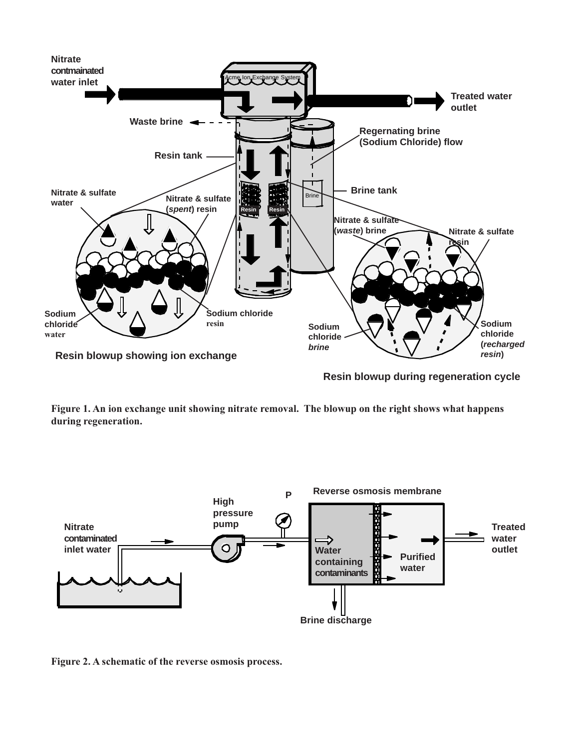Figure 1. An ion exchange unit showing nitrate removal. The blowup on the right shows what happens during regeneration.

Figure 2. A schematic of the reverse osmosis process.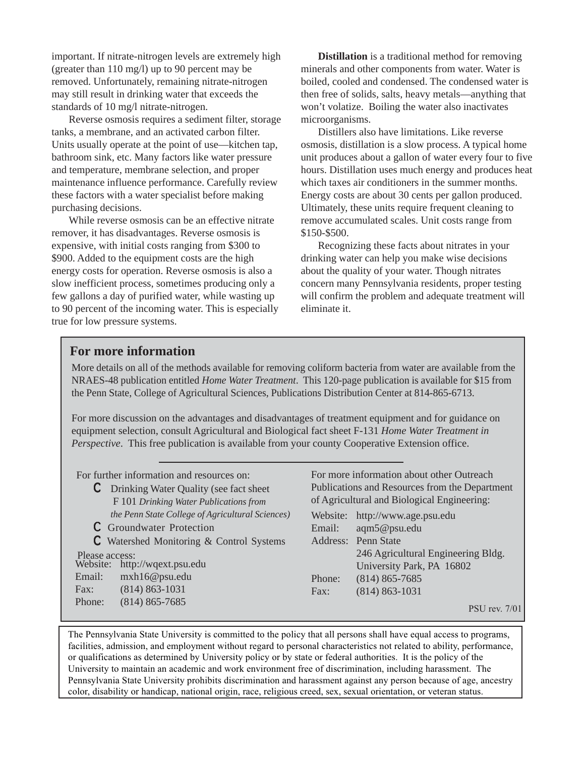important. If nitrate-nitrogen levels are extremely high (greater than 110 mg/l) up to 90 percent may be removed. Unfortunately, remaining nitrate-nitrogen may still result in drinking water that exceeds the standards of 10 mg/l nitrate-nitrogen.

Reverse osmosis requires a sediment filter, storage tanks, a membrane, and an activated carbon filter. Units usually operate at the point of use—kitchen tap, bathroom sink, etc. Many factors like water pressure and temperature, membrane selection, and proper maintenance influence performance. Carefully review these factors with a water specialist before making purchasing decisions.

While reverse osmosis can be an effective nitrate remover, it has disadvantages. Reverse osmosis is expensive, with initial costs ranging from $300 to $900. Added to the equipment costs are the high energy costs for operation. Reverse osmosis is also a slow inefficient process, sometimes producing only a few gallons a day of purified water, while wasting up to 90 percent of the incoming water. This is especially true for low pressure systems.

**Distillation** is a traditional method for removing minerals and other components from water. Water is boiled, cooled and condensed. The condensed water is then free of solids, salts, heavy metals—anything that won't volatize. Boiling the water also inactivates microorganisms.

Distillers also have limitations. Like reverse osmosis, distillation is a slow process. A typical home unit produces about a gallon of water every four to five hours. Distillation uses much energy and produces heat which taxes air conditioners in the summer months. Energy costs are about 30 cents per gallon produced. Ultimately, these units require frequent cleaning to remove accumulated scales. Unit costs range from $150-$500.

Recognizing these facts about nitrates in your drinking water can help you make wise decisions about the quality of your water. Though nitrates concern many Pennsylvania residents, proper testing will confirm the problem and adequate treatment will eliminate it.

## For more information

More details on all of the methods available for removing coliform bacteria from water are available from the NRAES-48 publication entitled *Home Water Treatment*. This 120-page publication is available for $15 from the Penn State, College of Agricultural Sciences, Publications Distribution Center at 814-865-6713.

For more discussion on the advantages and disadvantages of treatment equipment and for guidance on equipment selection, consult Agricultural and Biological fact sheet F-131 *Home Water Treatment in Perspective*. This free publication is available from your county Cooperative Extension office.

For further information and resources on:

- Drinking Water Quality (see fact sheet F 101 *Drinking Water Publications from the Penn State College of Agricultural Sciences)*
- Groundwater Protection
- Watershed Monitoring & Control Systems

Please access:
Website: http://wqext.psu.edu
Email: mxh16@psu.edu
Fax: (814) 863-1031
Phone: (814) 865-7685

For more information about other Outreach Publications and Resources from the Department of Agricultural and Biological Engineering:

Website: http://www.age.psu.edu
Email: aqm5@psu.edu
Address: Penn State
246 Agricultural Engineering Bldg.
University Park, PA 16802
Phone: (814) 865-7685
Fax: (814) 863-1031

PSU rev. 7/01

The Pennsylvania State University is committed to the policy that all persons shall have equal access to programs, facilities, admission, and employment without regard to personal characteristics not related to ability, performance, or qualifications as determined by University policy or by state or federal authorities. It is the policy of the University to maintain an academic and work environment free of discrimination, including harassment. The Pennsylvania State University prohibits discrimination and harassment against any person because of age, ancestry color, disability or handicap, national origin, race, religious creed, sex, sexual orientation, or veteran status.